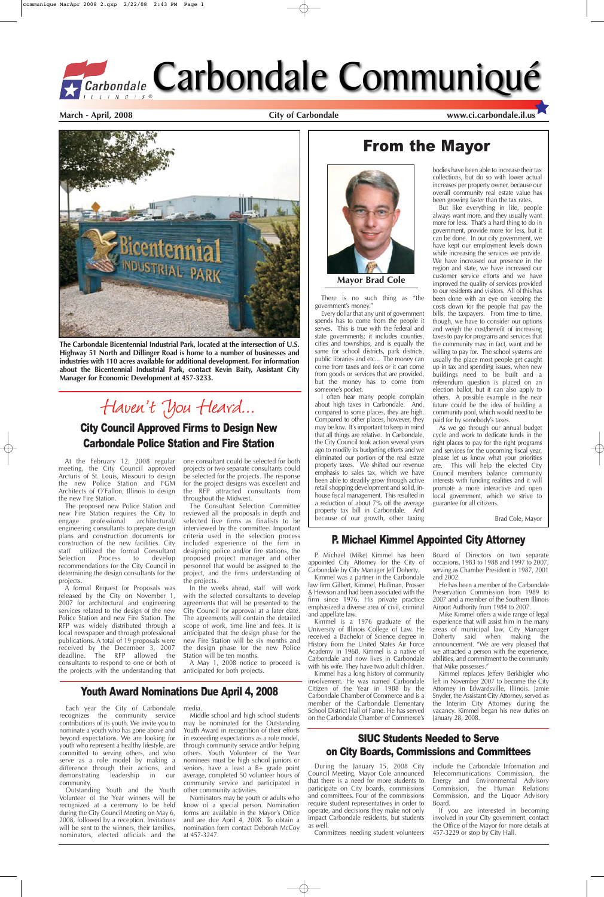# Carbondale Communiqué

**March - April, 2008** **City of Carbondale** **www.ci.carbondale.il.us**

The Carbondale Bicentennial Industrial Park, located at the intersection of U.S. Highway 51 North and Dillinger Road is home to a number of businesses and industries with 110 acres available for additional development. For information about the Bicentennial Industrial Park, contact Kevin Baity, Assistant City Manager for Economic Development at 457-3233.

## From the Mayor

Mayor Brad Cole

There is no such thing as "the government's money."

Every dollar that any unit of government spends has to come from the people it serves. This is true with the federal and state governments; it includes counties, cities and townships, and is equally the same for school districts, park districts, public libraries and etc... The money can come from taxes and fees or it can come from goods or services that are provided, but the money has to come from someone's pocket.

I often hear many people complain about high taxes in Carbondale. And, compared to some places, they are high. Compared to other places, however, they may be low. It's important to keep in mind that all things are relative. In Carbondale, the City Council took action several years ago to modify its budgeting efforts and we eliminated our portion of the real estate property taxes. We shifted our revenue emphasis to sales tax, which we have been able to steadily grow through active retail shopping development and solid, in-house fiscal management. This resulted in a reduction of about 7% off the average property tax bill in Carbondale. And because of our growth, other taxing bodies have been able to increase their tax collections, but do so with lower actual increases per property owner, because our overall community real estate value has been growing faster than the tax rates.

But like everything in life, people always want more, and they usually want more for less. That's a hard thing to do in government, provide more for less, but it can be done. In our city government, we have kept our employment levels down while increasing the services we provide. We have increased our presence in the region and state, we have increased our customer service efforts and we have improved the quality of services provided to our residents and visitors. All of this has been done with an eye on keeping the costs down for the people that pay the bills, the taxpayers. From time to time, though, we have to consider our options and weigh the cost/benefit of increasing taxes to pay for programs and services that the community may, in fact, want and be willing to pay for. The school systems are usually the place most people get caught up in tax and spending issues, when new buildings need to be built and a referendum question is placed on an election ballot, but it can also apply to others. A possible example in the near future could be the idea of building a community pool, which would need to be paid for by somebody's taxes.

As we go through our annual budget cycle and work to dedicate funds in the right places to pay for the right programs and services for the upcoming fiscal year, please let us know what your priorities are. This will help the elected City Council members balance community interests with funding realities and it will promote a more interactive and open local government, which we strive to guarantee for all citizens.

Brad Cole, Mayor

## Haven't You Heard...

### City Council Approved Firms to Design New Carbondale Police Station and Fire Station

At the February 12, 2008 regular meeting, the City Council approved Arcturis of St. Louis, Missouri to design the new Police Station and FGM Architects of O'Fallon, Illinois to design the new Fire Station.

The proposed new Police Station and new Fire Station requires the City to engage professional architectural/engineering consultants to prepare design plans and construction documents for construction of the new facilities. City staff utilized the formal Consultant Selection Process to develop recommendations for the City Council in determining the design consultants for the projects.

A formal Request for Proposals was released by the City on November 1, 2007 for architectural and engineering services related to the design of the new Police Station and new Fire Station. The RFP was widely distributed through a local newspaper and through professional publications. A total of 19 proposals were received by the December 3, 2007 deadline. The RFP allowed the consultants to respond to one or both of the projects with the understanding that one consultant could be selected for both projects or two separate consultants could be selected for the projects. The response for the project designs was excellent and the RFP attracted consultants from throughout the Midwest.

The Consultant Selection Committee reviewed all the proposals in depth and selected five firms as finalists to be interviewed by the committee. Important criteria used in the selection process included experience of the firm in designing police and/or fire stations, the proposed project manager and other personnel that would be assigned to the project, and the firms understanding of the projects.

In the weeks ahead, staff will work with the selected consultants to develop agreements that will be presented to the City Council for approval at a later date. The agreements will contain the detailed scope of work, time line and fees. It is anticipated that the design phase for the new Fire Station will be six months and the design phase for the new Police Station will be ten months.

A May 1, 2008 notice to proceed is anticipated for both projects.

### P. Michael Kimmel Appointed City Attorney

P. Michael (Mike) Kimmel has been appointed City Attorney for the City of Carbondale by City Manager Jeff Doherty.

Kimmel was a partner in the Carbondale law firm Gilbert, Kimmel, Huffman, Prosser & Hewson and had been associated with the firm since 1976. His private practice emphasized a diverse area of civil, criminal and appellate law.

Kimmel is a 1976 graduate of the University of Illinois College of Law. He received a Bachelor of Science degree in History from the United States Air Force Academy in 1968. Kimmel is a native of Carbondale and now lives in Carbondale with his wife. They have two adult children.

Kimmel has a long history of community involvement. He was named Carbondale Citizen of the Year in 1988 by the Carbondale Chamber of Commerce and is a member of the Carbondale Elementary School District Hall of Fame. He has served on the Carbondale Chamber of Commerce's Board of Directors on two separate occasions, 1983 to 1988 and 1997 to 2007, serving as Chamber President in 1987, 2001 and 2002.

He has been a member of the Carbondale Preservation Commission from 1989 to 2007 and a member of the Southern Illinois Airport Authority from 1984 to 2007.

Mike Kimmel offers a wide range of legal experience that will assist him in the many areas of municipal law, City Manager Doherty said when making the announcement. "We are very pleased that we attracted a person with the experience, abilities, and commitment to the community that Mike possesses."

Kimmel replaces Jeffery Berkbigler who left in November 2007 to become the City Attorney in Edwardsville, Illinois. Jamie Snyder, the Assistant City Attorney, served as the Interim City Attorney during the vacancy. Kimmel began his new duties on January 28, 2008.

### Youth Award Nominations Due April 4, 2008

Each year the City of Carbondale recognizes the community service contributions of its youth. We invite you to nominate a youth who has gone above and beyond expectations. We are looking for youth who represent a healthy lifestyle, are committed to serving others, and who serve as a role model by making a difference through their actions, and demonstrating leadership in our community.

Outstanding Youth and the Youth Volunteer of the Year winners will be recognized at a ceremony to be held during the City Council Meeting on May 6, 2008, followed by a reception. Invitations will be sent to the winners, their families, nominators, elected officials and the media.

Middle school and high school students may be nominated for the Outstanding Youth Award in recognition of their efforts in exceeding expectations as a role model, through community service and/or helping others. Youth Volunteer of the Year nominees must be high school juniors or seniors, have a least a B+ grade point average, completed 50 volunteer hours of community service and participated in other community activities.

Nominators may be youth or adults who know of a special person. Nomination forms are available in the Mayor's Office and are due April 4, 2008. To obtain a nomination form contact Deborah McCoy at 457-3247.

### SIUC Students Needed to Serve on City Boards, Commissions and Committees

During the January 15, 2008 City Council Meeting, Mayor Cole announced that there is a need for more students to participate on City boards, commissions and committees. Four of the commissions require student representatives in order to operate, and decisions they make not only impact Carbondale residents, but students as well.

Committees needing student volunteers include the Carbondale Information and Telecommunications Commission, the Energy and Environmental Advisory Commission, the Human Relations Commission, and the Liquor Advisory Board.

If you are interested in becoming involved in your City government, contact the Office of the Mayor for more details at 457-3229 or stop by City Hall.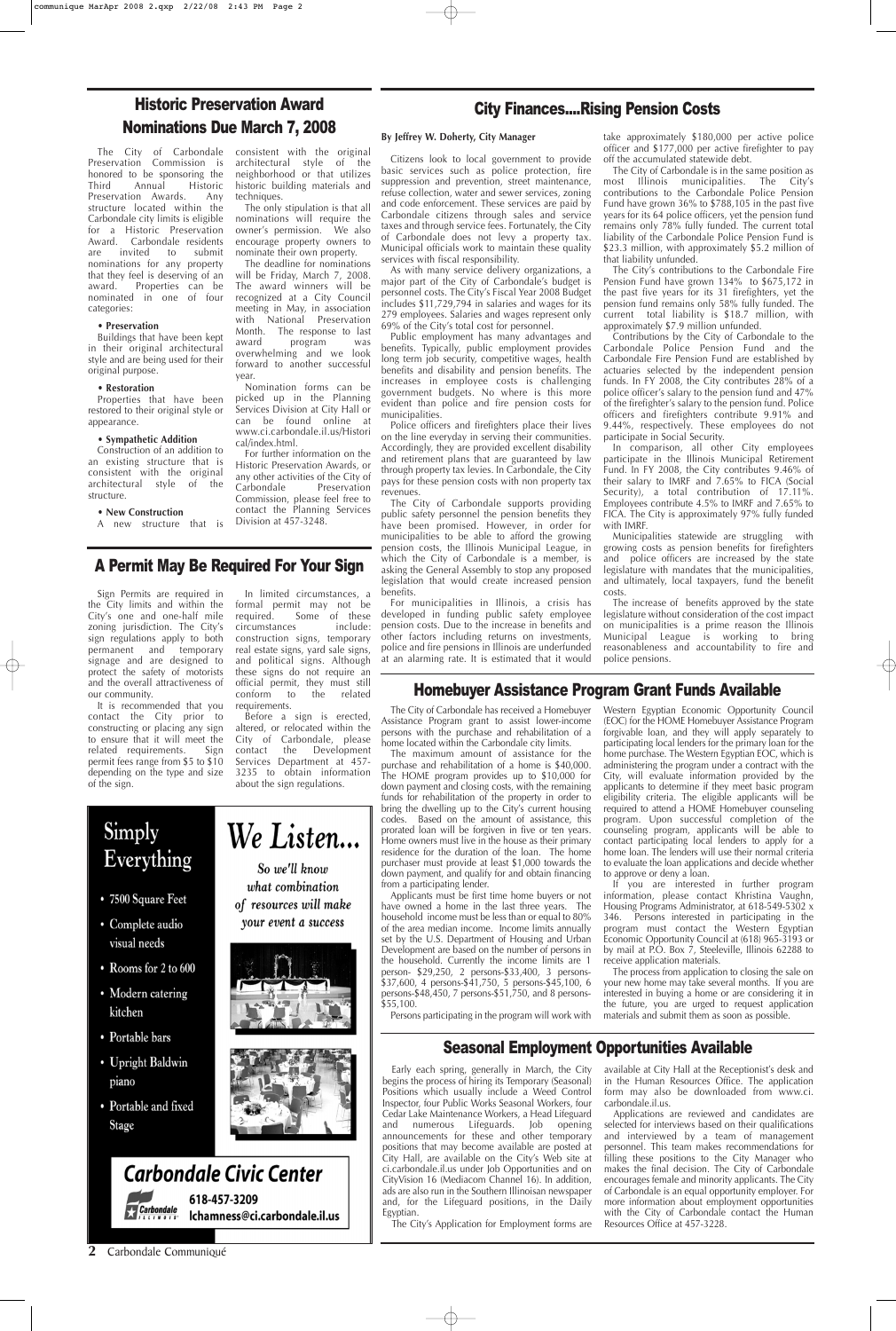## Historic Preservation Award Nominations Due March 7, 2008

The City of Carbondale Preservation Commission is honored to be sponsoring the Third Annual Historic Preservation Awards. Any structure located within the Carbondale city limits is eligible for a Historic Preservation Award. Carbondale residents are invited to submit nominations for any property that they feel is deserving of an award. Properties can be nominated in one of four categories:

**• Preservation**

Buildings that have been kept in their original architectural style and are being used for their original purpose.

**• Restoration**

Properties that have been restored to their original style or appearance.

**• Sympathetic Addition**

Construction of an addition to an existing structure that is consistent with the original architectural style of the structure.

**• New Construction**

A new structure that is consistent with the original architectural style of the neighborhood or that utilizes historic building materials and techniques.

The only stipulation is that all nominations will require the owner's permission. We also encourage property owners to nominate their own property.

The deadline for nominations will be Friday, March 7, 2008. The award winners will be recognized at a City Council meeting in May, in association with National Preservation Month. The response to last award program was overwhelming and we look forward to another successful year.

Nomination forms can be picked up in the Planning Services Division at City Hall or can be found online at www.ci.carbondale.il.us/Historical/index.html.

For further information on the Historic Preservation Awards, or any other activities of the City of Carbondale Preservation Commission, please feel free to contact the Planning Services Division at 457-3248.

## City Finances....Rising Pension Costs

**By Jeffrey W. Doherty, City Manager**

Citizens look to local government to provide basic services such as police protection, fire suppression and prevention, street maintenance, refuse collection, water and sewer services, zoning and code enforcement. These services are paid by Carbondale citizens through sales and service taxes and through service fees. Fortunately, the City of Carbondale does not levy a property tax. Municipal officials work to maintain these quality services with fiscal responsibility.

As with many service delivery organizations, a major part of the City of Carbondale's budget is personnel costs. The City's Fiscal Year 2008 Budget includes $11,729,794 in salaries and wages for its 279 employees. Salaries and wages represent only 69% of the City's total cost for personnel.

Public employment has many advantages and benefits. Typically, public employment provides long term job security, competitive wages, health benefits and disability and pension benefits. The increases in employee costs is challenging government budgets. No where is this more evident than police and fire pension costs for municipalities.

Police officers and firefighters place their lives on the line everyday in serving their communities. Accordingly, they are provided excellent disability and retirement plans that are guaranteed by law through property tax levies. In Carbondale, the City pays for these pension costs with non property tax revenues.

The City of Carbondale supports providing public safety personnel the pension benefits they have been promised. However, in order for municipalities to be able to afford the growing pension costs, the Illinois Municipal League, in which the City of Carbondale is a member, is asking the General Assembly to stop any proposed legislation that would create increased pension benefits.

For municipalities in Illinois, a crisis has developed in funding public safety employee pension costs. Due to the increase in benefits and other factors including returns on investments, police and fire pensions in Illinois are underfunded at an alarming rate. It is estimated that it would take approximately $180,000 per active police officer and $177,000 per active firefighter to pay off the accumulated statewide debt.

The City of Carbondale is in the same position as most Illinois municipalities. The City's contributions to the Carbondale Police Pension Fund have grown 36% to $788,105 in the past five years for its 64 police officers, yet the pension fund remains only 78% fully funded. The current total liability of the Carbondale Police Pension Fund is $23.3 million, with approximately $5.2 million of that liability unfunded.

The City's contributions to the Carbondale Fire Pension Fund have grown 134% to $675,172 in the past five years for its 31 firefighters, yet the pension fund remains only 58% fully funded. The current total liability is $18.7 million, with approximately $7.9 million unfunded.

Contributions by the City of Carbondale to the Carbondale Police Pension Fund and the Carbondale Fire Pension Fund are established by actuaries selected by the independent pension funds. In FY 2008, the City contributes 28% of a police officer's salary to the pension fund and 47% of the firefighter's salary to the pension fund. Police officers and firefighters contribute 9.91% and 9.44%, respectively. These employees do not participate in Social Security.

In comparison, all other City employees participate in the Illinois Municipal Retirement Fund. In FY 2008, the City contributes 9.46% of their salary to IMRF and 7.65% to FICA (Social Security), a total contribution of 17.11%. Employees contribute 4.5% to IMRF and 7.65% to FICA. The City is approximately 97% fully funded with IMRF.

Municipalities statewide are struggling with growing costs as pension benefits for firefighters and police officers are increased by the state legislature with mandates that the municipalities, and ultimately, local taxpayers, fund the benefit costs.

The increase of benefits approved by the state legislature without consideration of the cost impact on municipalities is a prime reason the Illinois Municipal League is working to bring reasonableness and accountability to fire and police pensions.

## A Permit May Be Required For Your Sign

Sign Permits are required in the City limits and within the City's one and one-half mile zoning jurisdiction. The City's sign regulations apply to both permanent and temporary signage and are designed to protect the safety of motorists and the overall attractiveness of our community.

It is recommended that you contact the City prior to constructing or placing any sign to ensure that it will meet the related requirements. Sign permit fees range from $5 to $10 depending on the type and size of the sign.

In limited circumstances, a formal permit may not be required. Some of these circumstances include: construction signs, temporary real estate signs, yard sale signs, and political signs. Although these signs do not require an official permit, they must still conform to the related requirements.

Before a sign is erected, altered, or relocated within the City of Carbondale, please contact the Development Services Department at 457-3235 to obtain information about the sign regulations.

## Homebuyer Assistance Program Grant Funds Available

The City of Carbondale has received a Homebuyer Assistance Program grant to assist lower-income persons with the purchase and rehabilitation of a home located within the Carbondale city limits.

The maximum amount of assistance for the purchase and rehabilitation of a home is $40,000. The HOME program provides up to $10,000 for down payment and closing costs, with the remaining funds for rehabilitation of the property in order to bring the dwelling up to the City's current housing codes. Based on the amount of assistance, this prorated loan will be forgiven in five or ten years. Home owners must live in the house as their primary residence for the duration of the loan. The home purchaser must provide at least $1,000 towards the down payment, and qualify for and obtain financing from a participating lender.

Applicants must be first time home buyers or not have owned a home in the last three years. The household income must be less than or equal to 80% of the area median income. Income limits annually set by the U.S. Department of Housing and Urban Development are based on the number of persons in the household. Currently the income limits are 1 person- $29,250, 2 persons-$33,400, 3 persons-$37,600, 4 persons-$41,750, 5 persons-$45,100, 6 persons-$48,450, 7 persons-$51,750, and 8 persons-$55,100.

Persons participating in the program will work with Western Egyptian Economic Opportunity Council (EOC) for the HOME Homebuyer Assistance Program forgivable loan, and they will apply separately to participating local lenders for the primary loan for the home purchase. The Western Egyptian EOC, which is administering the program under a contract with the City, will evaluate information provided by the applicants to determine if they meet basic program eligibility criteria. The eligible applicants will be required to attend a HOME Homebuyer counseling program. Upon successful completion of the counseling program, applicants will be able to contact participating local lenders to apply for a home loan. The lenders will use their normal criteria to evaluate the loan applications and decide whether to approve or deny a loan.

If you are interested in further program information, please contact Khristina Vaughn, Housing Programs Administrator, at 618-549-5302 x 346. Persons interested in participating in the program must contact the Western Egyptian Economic Opportunity Council at (618) 965-3193 or by mail at P.O. Box 7, Steeleville, Illinois 62288 to receive application materials.

The process from application to closing the sale on your new home may take several months. If you are interested in buying a home or are considering it in the future, you are urged to request application materials and submit them as soon as possible.

Simply Everything

- 7500 Square Feet
- Complete audio visual needs
- Rooms for 2 to 600
- Modern catering kitchen
- Portable bars
- Upright Baldwin piano
- Portable and fixed Stage

*We Listen...*

*So we'll know what combination of resources will make your event a success*

**Carbondale Civic Center**

618-457-3209
lchamness@ci.carbondale.il.us

## Seasonal Employment Opportunities Available

Early each spring, generally in March, the City begins the process of hiring its Temporary (Seasonal) Positions which usually include a Weed Control Inspector, four Public Works Seasonal Workers, four Cedar Lake Maintenance Workers, a Head Lifeguard and numerous Lifeguards. Job opening announcements for these and other temporary positions that may become available are posted at City Hall, are available on the City's Web site at ci.carbondale.il.us under Job Opportunities and on CityVision 16 (Mediacom Channel 16). In addition, ads are also run in the Southern Illinoisan newspaper and, for the Lifeguard positions, in the Daily Egyptian.

The City's Application for Employment forms are available at City Hall at the Receptionist's desk and in the Human Resources Office. The application form may also be downloaded from www.ci.carbondale.il.us.

Applications are reviewed and candidates are selected for interviews based on their qualifications and interviewed by a team of management personnel. This team makes recommendations for filling these positions to the City Manager who makes the final decision. The City of Carbondale encourages female and minority applicants. The City of Carbondale is an equal opportunity employer. For more information about employment opportunities with the City of Carbondale contact the Human Resources Office at 457-3228.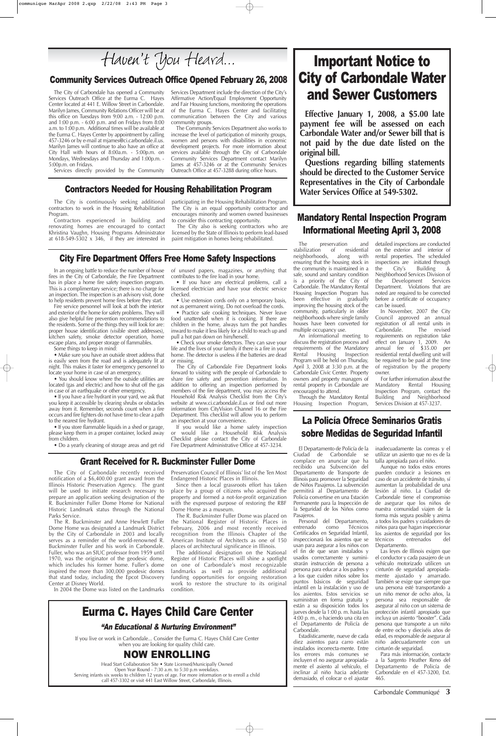# Haven't You Heard...

## Community Services Outreach Office Opened February 26, 2008

The City of Carbondale has opened a Community Services Outreach Office at the Eurma C. Hayes Center located at 441 E. Willow Street in Carbondale. Marilyn James, Community Relations Officer will be at this office on Tuesdays from 9:00 a.m. - 12:00 p.m. and 1:00 p.m. - 6:00 p.m. and on Fridays from 8:00 a.m. to 1:00 p.m. Additional times will be available at the Eurma C. Hayes Center by appointment by calling 457-3246 or by e-mail at mjames@ci.carbondale.il.us. Marilyn James will continue to also have an office at City Hall with hours of 8:00a.m. - 5:00p.m. on Mondays, Wednesdays and Thursday and 1:00p.m. - 5:00p.m. on Fridays.

Services directly provided by the Community Services Department include the direction of the City's Affirmative Action/Equal Employment Opportunity and Fair Housing functions, monitoring the operations of the Eurma C. Hayes Center and facilitating communication between the City and various community groups.

The Community Services Department also works to increase the level of participation of minority groups, women and persons with disabilities in economic development projects. For more information about services available through the City of Carbondale Community Services Department contact Marilyn James at 457-3246 or at the Community Services Outreach Office at 457-3288 during office hours.

## Contractors Needed for Housing Rehabilitation Program

The City is continuously seeking additional contractors to work in the Housing Rehabilitation Program.

Contractors experienced in building and renovating homes are encouraged to contact Khristina Vaughn, Housing Programs Administrator at 618-549-5302 x 346, if they are interested in participating in the Housing Rehabilitation Program. The City is an equal opportunity contractor and encourages minority and women owned businesses to consider this contracting opportunity.

The City also is seeking contractors who are licensed by the State of Illinois to perform lead-based paint mitigation in homes being rehabilitated.

## City Fire Department Offers Free Home Safety Inspections

In an ongoing battle to reduce the number of house fires in the City of Carbondale, the Fire Department has in place a home fire safety inspection program. This is a complimentary service; there is no charge for an inspection. The inspection is an advisory visit, done to help residents prevent home fires before they start.

Fire service personnel will look at both the interior and exterior of the home for safety problems. They will also give helpful fire prevention recommendations to the residents. Some of the things they will look for are: proper house identification (visible street addresses), kitchen safety, smoke detector operation, home escape plans, and proper storage of flammables.

Some things to keep in mind:

- Make sure you have an outside street address that is easily seen from the road and is adequately lit at night. This makes it faster for emergency personnel to locate your home in case of an emergency.
- You should know where the outside utilities are located (gas and electric) and how to shut off the gas in case of an earthquake or other emergency.
- If you have a fire hydrant in your yard, we ask that you keep it accessible by clearing shrubs or obstacles away from it. Remember, seconds count when a fire occurs and fire fighters do not have time to clear a path to the nearest fire hydrant.
- If you store flammable liquids in a shed or garage, please keep them in a proper container, locked away from children.
- Do a yearly cleaning of storage areas and get rid of unused papers, magazines, or anything that contributes to the fire load in your home.
- If you have any electrical problems, call a licensed electrician and have your electric service checked.
- Use extension cords only on a temporary basis, not as permanent wiring. Do not overload the cords.
- Practice safe cooking techniques. Never leave food unattended when it is cooking. If there are children in the home, always turn the pot handles inward to make it less likely for a child to reach up and pull a hot pan down on him/herself.
- Check your smoke detectors. They can save your life and the lives of your family if there is a fire in your home. The detector is useless if the batteries are dead or missing.

The City of Carbondale Fire Department looks forward to visiting with the people of Carbondale to share fire safety and prevention information. In addition to offering an inspection performed by members of the fire department, you may access the Household Risk Analysis Checklist from the City's website at www.ci.carbondale.il.us or find out more information from CityVision Channel 16 or the Fire Department. This checklist will allow you to perform an inspection at your convenience.

If you would like a home safety inspection or would like a Household Risk Analysis Checklist please contact the City of Carbondale Fire Department Administrative Office at 457-3234.

## Grant Received for R. Buckminster Fuller Dome

The City of Carbondale recently received notification of a $6,400.00 grant award from the Illinois Historic Preservation Agency. The grant will be used to initiate research necessary to prepare an application seeking designation of the R. Buckminster Fuller Dome Home for National Historic Landmark status through the National Parks Service.

The R. Buckminster and Anne Hewlett Fuller Dome Home was designated a Landmark District by the City of Carbondale in 2003 and locally serves as a reminder of the world-renowned R. Buckminster Fuller and his work in Carbondale. Fuller, who was an SIUC professor from 1959 until 1970, was the originator of the geodesic dome, which includes his former home. Fuller's dome inspired the more than 300,000 geodesic domes that stand today, including the Epcot Discovery Center at Disney World.

In 2004 the Dome was listed on the Landmarks Preservation Council of Illinois' list of the Ten Most Endangered Historic Places in Illinois.

Since then a local grassroots effort has taken place by a group of citizens who acquired the property and formed a not-for-profit organization with the expressed purpose of restoring the RBF Dome Home as a museum.

The R. Buckminster Fuller Dome was placed on the National Register of Historic Places in February, 2006 and most recently received recognition from the Illinois Chapter of the American Institute of Architects as one of 150 places of architectural significance in Illinois.

The additional designation on the National Register of Historic Places will shine a spotlight on one of Carbondale's most recognizable landmarks as well as provide additional funding opportunities for ongoing restoration work to restore the structure to its original condition.

# Eurma C. Hayes Child Care Center

***"An Educational & Nurturing Environment"***

If you live or work in Carbondale... Consider the Eurma C. Hayes Child Care Center when you are looking for quality child care.

## NOW ENROLLING

Head Start Collaboration Site • State Licensed/Municipally Owned
Open Year Round - 7:30 a.m. to 5:30 p.m weekdays.
Serving infants six weeks to children 12 years of age. For more information or to enroll a child call 457-3302 or visit 441 East Willow Street, Carbondale, Illinois.

# Important Notice to City of Carbondale Water and Sewer Customers

**Effective January 1, 2008, a $5.00 late payment fee will be assessed on each Carbondale Water and/or Sewer bill that is not paid by the due date listed on the original bill.**

**Questions regarding billing statements should be directed to the Customer Service Representatives in the City of Carbondale Water Services Office at 549-5302.**

## Mandatory Rental Inspection Program Informational Meeting April 3, 2008

The preservation and stabilization of residential neighborhoods, along with ensuring that the housing stock in the community is maintained in a safe, sound and sanitary condition is a priority of the City of Carbondale. The Mandatory Rental Housing Inspection Program has been effective in gradually improving the housing stock of the community, particularly in older neighborhoods where single family houses have been converted for multiple occupancy use.

An informational meeting to discuss the registration process and requirements of the Mandatory Rental Housing Inspection Program will be held on Thursday, April 3, 2008 at 3:30 p.m. at the Carbondale Civic Center. Property owners and property managers of rental property in Carbondale are encouraged to attend.

Through the Mandatory Rental Housing Inspection Program, detailed inspections are conducted on the exterior and interior of rental properties. The scheduled inspections are initiated through the City's Building & Neighborhood Services Division of the Development Services Department. Violations that are noted are required to be corrected before a certificate of occupancy can be issued.

In November, 2007 the City Council approved an annual registration of all rental units in Carbondale. The revised requirements on registration take effect on January 1, 2009. An annual fee of $35.00 per residential rental dwelling unit will be required to be paid at the time of registration by the property owner.

For further information about the Mandatory Rental Housing Inspection Program, contact the Building and Neighborhood Services Division at 457-3237.

## La Policía Ofrece Seminarios Gratis sobre Medidas de Seguridad Infantil

El Departamento de Policía de la Ciudad de Carbondale se complace en anunciar que ha recibido una Subvención del Departamento de Transporte de Illinois para promover la Seguridad de Niños Pasajeros. La subvención permitirá al Departamento de Policía convertirse en una Estación Permanente para la Inspección de la Seguridad de los Niños como Pasajeros.

Personal del Departamento, entrenado como Técnicos Certificados en Seguridad Infantil, inspeccionará los asientos que se usan para asegurar a los niños con el fin de que sean instalados y usados correctamente y suministrarán instrucción de persona a persona para educar a los padres y a los que cuiden niños sobre los puntos básicos de seguridad infantil en la instalación y uso de los asientos. Estos servicios se suministran en forma gratuita y están a su disposición todos los jueves desde la 1:00 p. m. hasta las 4:00 p. m., o haciendo una cita en el Departamento de Policía de Carbondale.

Estadísticamente, nueve de cada diez asientos para carro están instalados incorrecta-mente. Entre los errores más comunes se incluyen el no asegurar apropiadamente el asiento al vehículo, el inclinar al niño hacia adelante demasiado, el colocar o el ajustar inadecuadamente las correas y el utilizar un asiento que no es de la talla apropiada para el niño.

Aunque no todos estos errores pueden conducir a lesiones en caso de un accidente de tránsito, sí aumentan la probabilidad de una lesión al niño. La Ciudad de Carbondale tiene el compromiso de asegurar que los niños de nuestra comunidad viajen de la forma más segura posible y anima a todos los padres y cuidadores de niños para que hagan inspeccionar los asientos de seguridad por los técnicos entrenados del Departamento.

Las leyes de Illinois exigen que el conductor y cada pasajero de un vehículo motorizado utilicen un cinturón de seguridad apropiadamente ajustado y amarrado. También se exige que siempre que una persona esté transportando a un niño menor de ocho años, la persona sea responsable de asegurar al niño con un sistema de protección infantil apropiado que incluya un asiento "booster". Cada persona que transporte a un niño de entre ocho y dieciséis años de edad, es responsable de asegurar al niño adecuadamente con un cinturón de seguridad.

Para más información, contacte a la Sargento Heather Reno del Departamento de Policía de Carbondale en el 457-3200, Ext. 465.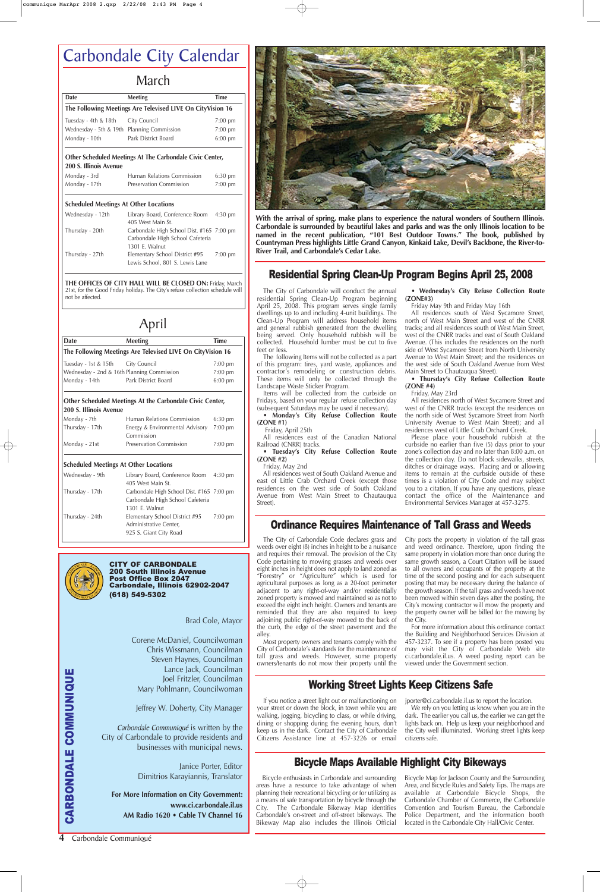# Carbondale City Calendar

## March

| Date | Meeting | Time |
|---|---|---|
| **The Following Meetings Are Televised LIVE On CityVision 16** | | |
| Tuesday - 4th & 18th | City Council | 7:00 pm |
| Wednesday - 5th & 19th | Planning Commission | 7:00 pm |
| Monday - 10th | Park District Board | 6:00 pm |
| **Other Scheduled Meetings At The Carbondale Civic Center, 200 S. Illinois Avenue** | | |
| Monday - 3rd | Human Relations Commission | 6:30 pm |
| Monday - 17th | Preservation Commission | 7:00 pm |
| **Scheduled Meetings At Other Locations** | | |
| Wednesday - 12th | Library Board, Conference Room 405 West Main St. | 4:30 pm |
| Thursday - 20th | Carbondale High School Dist. #165 Carbondale High School Cafeteria 1301 E. Walnut | 7:00 pm |
| Thursday - 27th | Elementary School District #95 Lewis School, 801 S. Lewis Lane | 7:00 pm |

**THE OFFICES OF CITY HALL WILL BE CLOSED ON:** Friday, March 21st, for the Good Friday holiday. The City's refuse collection schedule will not be affected.

## April

| Date | Meeting | Time |
|---|---|---|
| **The Following Meetings Are Televised LIVE On CityVision 16** | | |
| Tuesday - 1st & 15th | City Council | 7:00 pm |
| Wednesday - 2nd & 16th | Planning Commission | 7:00 pm |
| Monday - 14th | Park District Board | 6:00 pm |
| **Other Scheduled Meetings At the Carbondale Civic Center, 200 S. Illinois Avenue** | | |
| Monday - 7th | Human Relations Commission | 6:30 pm |
| Thursday - 17th | Energy & Environmental Advisory Commission | 7:00 pm |
| Monday - 21st | Preservation Commission | 7:00 pm |
| **Scheduled Meetings At Other Locations** | | |
| Wednesday - 9th | Library Board, Conference Room 405 West Main St. | 4:30 pm |
| Thursday - 17th | Carbondale High School Dist. #165 Carbondale High School Cafeteria 1301 E. Walnut | 7:00 pm |
| Thursday - 24th | Elementary School District #95 Administrative Center, 925 S. Giant City Road | 7:00 pm |

**With the arrival of spring, make plans to experience the natural wonders of Southern Illinois. Carbondale is surrounded by beautiful lakes and parks and was the only Illinois location to be named in the recent publication, "101 Best Outdoor Towns." The book, published by Countryman Press highlights Little Grand Canyon, Kinkaid Lake, Devil's Backbone, the River-to-River Trail, and Carbondale's Cedar Lake.**

## Residential Spring Clean-Up Program Begins April 25, 2008

The City of Carbondale will conduct the annual residential Spring Clean-Up Program beginning April 25, 2008. This program serves single family dwellings up to and including 4-unit buildings. The Clean-Up Program will address household items and general rubbish generated from the dwelling being served. Only household rubbish will be collected. Household lumber must be cut to five feet or less.

The following Items will not be collected as a part of this program: tires, yard waste, appliances and contractor's remodeling or construction debris. These items will only be collected through the Landscape Waste Sticker Program.

Items will be collected from the curbside on Fridays, based on your regular refuse collection day (subsequent Saturdays may be used if necessary).

**• Monday's City Refuse Collection Route (ZONE #1)**

Friday, April 25th

All residences east of the Canadian National Railroad (CNRR) tracks.

**• Tuesday's City Refuse Collection Route (ZONE #2)**

Friday, May 2nd

All residences west of South Oakland Avenue and east of Little Crab Orchard Creek (except those residences on the west side of South Oakland Avenue from West Main Street to Chautauqua Street).

**• Wednesday's City Refuse Collection Route (ZONE#3)**

Friday May 9th and Friday May 16th

All residences south of West Sycamore Street, north of West Main Street and west of the CNRR tracks; and all residences south of West Main Street, west of the CNRR tracks and east of South Oakland Avenue. (This includes the residences on the north side of West Sycamore Street from North University Avenue to West Main Street; and the residences on the west side of South Oakland Avenue from West Main Street to Chautauqua Street).

**• Thursday's City Refuse Collection Route (ZONE #4)**

Friday, May 23rd

All residences north of West Sycamore Street and west of the CNRR tracks (except the residences on the north side of West Sycamore Street from North University Avenue to West Main Street); and all residences west of Little Crab Orchard Creek.

Please place your household rubbish at the curbside no earlier than five (5) days prior to your zone's collection day and no later than 8:00 a.m. on the collection day. Do not block sidewalks, streets, ditches or drainage ways. Placing and or allowing items to remain at the curbside outside of these times is a violation of City Code and may subject you to a citation. If you have any questions, please contact the office of the Maintenance and Environmental Services Manager at 457-3275.

## Ordinance Requires Maintenance of Tall Grass and Weeds

The City of Carbondale Code declares grass and weeds over eight (8) inches in height to be a nuisance and requires their removal. The provision of the City Code pertaining to mowing grasses and weeds over eight inches in height does not apply to land zoned as "Forestry" or "Agriculture" which is used for agricultural purposes as long as a 20-foot perimeter adjacent to any right-of-way and/or residentially zoned property is mowed and maintained so as not to exceed the eight inch height. Owners and tenants are reminded that they are also required to keep adjoining public right-of-way mowed to the back of the curb, the edge of the street pavement and the alley.

Most property owners and tenants comply with the City of Carbondale's standards for the maintenance of tall grass and weeds. However, some property owners/tenants do not mow their property until the City posts the property in violation of the tall grass and weed ordinance. Therefore, upon finding the same property in violation more than once during the same growth season, a Court Citation will be issued to all owners and occupants of the property at the time of the second posting and for each subsequent posting that may be necessary during the balance of the growth season. If the tall grass and weeds have not been mowed within seven days after the posting, the City's mowing contractor will mow the property and the property owner will be billed for the mowing by the City.

For more information about this ordinance contact the Building and Neighborhood Services Division at 457-3237. To see if a property has been posted you may visit the City of Carbondale Web site ci.carbondale.il.us. A weed posting report can be viewed under the Government section.

## Working Street Lights Keep Citizens Safe

If you notice a street light out or malfunctioning on your street or down the block, in town while you are walking, jogging, bicycling to class, or while driving, dining or shopping during the evening hours, don't keep us in the dark. Contact the City of Carbondale Citizens Assistance line at 457-3226 or email jporter@ci.carbondale.il.us to report the location.

We rely on you letting us know when you are in the dark. The earlier you call us, the earlier we can get the lights back on. Help us keep your neighborhood and the City well illuminated. Working street lights keep citizens safe.

## Bicycle Maps Available Highlight City Bikeways

Bicycle enthusiasts in Carbondale and surrounding areas have a resource to take advantage of when planning their recreational bicycling or for utilizing as a means of safe transportation by bicycle through the City. The Carbondale Bikeway Map identifies Carbondale's on-street and off-street bikeways. The Bikeway Map also includes the Illinois Official Bicycle Map for Jackson County and the Surrounding Area, and Bicycle Rules and Safety Tips. The maps are available at Carbondale Bicycle Shops, the Carbondale Chamber of Commerce, the Carbondale Convention and Tourism Bureau, the Carbondale Police Department, and the information booth located in the Carbondale City Hall/Civic Center.

**CITY OF CARBONDALE**
**200 South Illinois Avenue**
**Post Office Box 2047**
**Carbondale, Illinois 62902-2047**
**(618) 549-5302**

Brad Cole, Mayor

Corene McDaniel, Councilwoman
Chris Wissmann, Councilman
Steven Haynes, Councilman
Lance Jack, Councilman
Joel Fritzler, Councilman
Mary Pohlmann, Councilwoman

Jeffrey W. Doherty, City Manager

*Carbondale Communiqué* is written by the City of Carbondale to provide residents and businesses with municipal news.

Janice Porter, Editor
Dimitrios Karayiannis, Translator

**For More Information on City Government:**
**www.ci.carbondale.il.us**
**AM Radio 1620 • Cable TV Channel 16**

**CARBONDALE COMMUNIQUE**